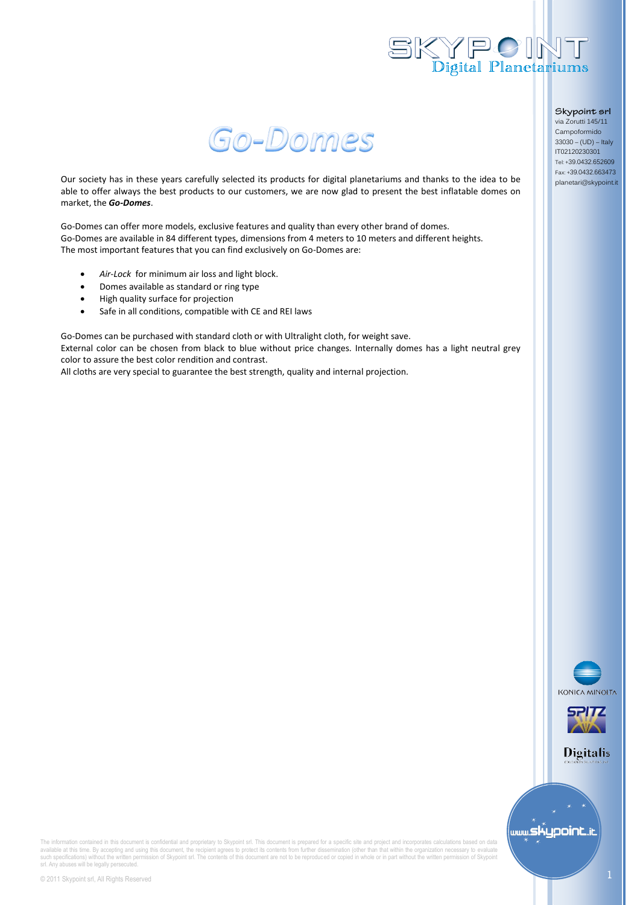# Go-Domes

**Skypoint srl**
via Zorutti 145/11
Campoformido
33030 – (UD) – Italy
IT02120230301
Tel: +39.0432.652609
Fax: +39.0432.663473
planetari@skypoint.it

Our society has in these years carefully selected its products for digital planetariums and thanks to the idea to be able to offer always the best products to our customers, we are now glad to present the best inflatable domes on market, the ***Go-Domes***.

Go-Domes can offer more models, exclusive features and quality than every other brand of domes.
Go-Domes are available in 84 different types, dimensions from 4 meters to 10 meters and different heights.
The most important features that you can find exclusively on Go-Domes are:

- *Air-Lock* for minimum air loss and light block.
- Domes available as standard or ring type
- High quality surface for projection
- Safe in all conditions, compatible with CE and REI laws

Go-Domes can be purchased with standard cloth or with Ultralight cloth, for weight save.
External color can be chosen from black to blue without price changes. Internally domes has a light neutral grey color to assure the best color rendition and contrast.
All cloths are very special to guarantee the best strength, quality and internal projection.

The information contained in this document is confidential and proprietary to Skypoint srl. This document is prepared for a specific site and project and incorporates calculations based on data available at this time. By accepting and using this document, the recipient agrees to protect its contents from further dissemination (other than that within the organization necessary to evaluate such specifications) without the written permission of Skypoint srl. The contents of this document are not to be reproduced or copied in whole or in part without the written permission of Skypoint srl. Any abuses will be legally persecuted.

© 2011 Skypoint srl, All Rights Reserved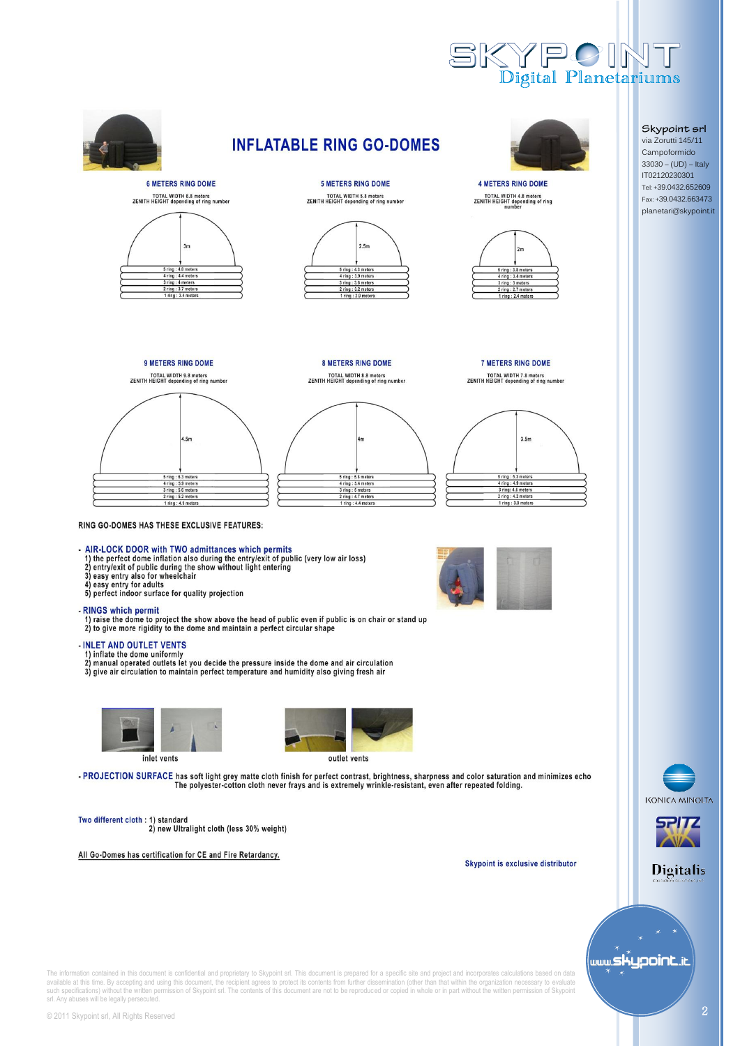# INFLATABLE RING GO-DOMES

Skypoint srl
via Zorutti 145/11
Campoformido
33030 – (UD) – Italy
IT02120230301
Tel: +39.0432.652609
Fax: +39.0432.663473
planetari@skypoint.it

### 6 METERS RING DOME

TOTAL WIDTH 6.8 meters
ZENITH HEIGHT depending of ring number

3m

- 5 ring : 4.8 meters
- 4 ring : 4.4 meters
- 3 ring : 4 meters
- 2 ring : 3.7 meters
- 1 ring : 3.4 meters

### 5 METERS RING DOME

TOTAL WIDTH 5.8 meters
ZENITH HEIGHT depending of ring number

2.5m

- 5 ring : 4.3 meters
- 4 ring : 3.9 meters
- 3 ring : 3.6 meters
- 2 ring : 3.2 meters
- 1 ring : 2.9 meters

### 4 METERS RING DOME

TOTAL WIDTH 4.8 meters
ZENITH HEIGHT depending of ring number

2m

- 5 ring : 3.8 meters
- 4 ring : 3.4 meters
- 3 ring : 3 meters
- 2 ring : 2.7 meters
- 1 ring : 2.4 meters

### 9 METERS RING DOME

TOTAL WIDTH 9.8 meters
ZENITH HEIGHT depending of ring number

4.5m

- 5 ring : 6.3 meters
- 4 ring : 5.9 meters
- 3 ring : 5.5 meters
- 2 ring : 5.2 meters
- 1 ring : 4.9 meters

### 8 METERS RING DOME

TOTAL WIDTH 8.8 meters
ZENITH HEIGHT depending of ring number

4m

- 5 ring : 5.8 meters
- 4 ring : 5.4 meters
- 3 ring : 5 meters
- 2 ring : 4.7 meters
- 1 ring : 4.4 meters

### 7 METERS RING DOME

TOTAL WIDTH 7.8 meters
ZENITH HEIGHT depending of ring number

3.5m

- 5 ring : 5.3 meters
- 4 ring : 4.9 meters
- 3 ring: 4.6 meters
- 2 ring : 4.2 meters
- 1 ring : 3.9 meters

RING GO-DOMES HAS THESE EXCLUSIVE FEATURES:

- **AIR-LOCK DOOR with TWO admittances which permits**
  1) the perfect dome inflation also during the entry/exit of public (very low air loss)
  2) entry/exit of public during the show without light entering
  3) easy entry also for wheelchair
  4) easy entry for adults
  5) perfect indoor surface for quality projection

- **RINGS which permit**
  1) raise the dome to project the show above the head of public even if public is on chair or stand up
  2) to give more rigidity to the dome and maintain a perfect circular shape

- **INLET AND OUTLET VENTS**
  1) inflate the dome uniformly
  2) manual operated outlets let you decide the pressure inside the dome and air circulation
  3) give air circulation to maintain perfect temperature and humidity also giving fresh air

inlet vents

outlet vents

- **PROJECTION SURFACE** has soft light grey matte cloth finish for perfect contrast, brightness, sharpness and color saturation and minimizes echo
  The polyester-cotton cloth never frays and is extremely wrinkle-resistant, even after repeated folding.

Two different cloth : 1) standard
2) new Ultralight cloth (less 30% weight)

All Go-Domes has certification for CE and Fire Retardancy.

Skypoint is exclusive distributor

The information contained in this document is confidential and proprietary to Skypoint srl. This document is prepared for a specific site and project and incorporates calculations based on data available at this time. By accepting and using this document, the recipient agrees to protect its contents from further dissemination (other than that within the organization necessary to evaluate such specifications) without the written permission of Skypoint srl. The contents of this document are not to be reproduced or copied in whole or in part without the written permission of Skypoint srl. Any abuses will be legally persecuted.

© 2011 Skypoint srl, All Rights Reserved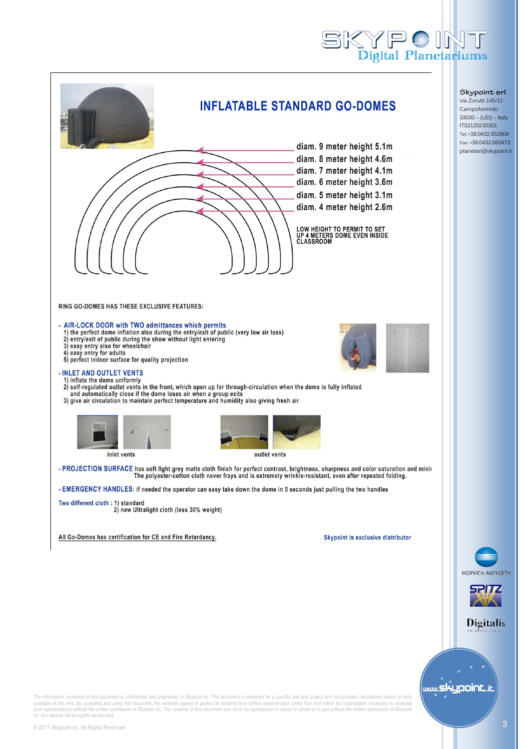# INFLATABLE STANDARD GO-DOMES

diam. 9 meter height 5.1m
diam. 8 meter height 4.6m
diam. 7 meter height 4.1m
diam. 6 meter height 3.6m
diam. 5 meter height 3.1m
diam. 4 meter height 2.6m

LOW HEIGHT TO PERMIT TO SET UP 4 METERS DOME EVEN INSIDE CLASSROOM

RING GO-DOMES HAS THESE EXCLUSIVE FEATURES:

- **AIR-LOCK DOOR with TWO admittances which permits**
  1) the perfect dome inflation also during the entry/exit of public (very low air loss)
  2) entry/exit of public during the show without light entering
  3) easy entry also for wheelchair
  4) easy entry for adults
  5) perfect indoor surface for quality projection

- **INLET AND OUTLET VENTS**
  1) inflate the dome uniformly
  2) self-regulated outlet vents in the front, which open up for through-circulation when the dome is fully inflated and automatically close if the dome loses air when a group exits
  3) give air circulation to maintain perfect temperature and humidity also giving fresh air

inlet vents

outlet vents

- **PROJECTION SURFACE** has soft light grey matte cloth finish for perfect contrast, brightness, sharpness and color saturation and minir The polyester-cotton cloth never frays and is extremely wrinkle-resistant, even after repeated folding.

- **EMERGENCY HANDLES**: if needed the operator can easy take down the dome in 5 seconds just pulling the two handles

Two different cloth : 1) standard
2) new Ultralight cloth (less 30% weight)

All Go-Domes has certification for CE and Fire Retardancy.

Skypoint is exclusive distributor

Skypoint srl
via Zorutti 145/11
Campoformido
33030 – (UD) – Italy
IT02120230301
Tel: +39.0432.652609
Fax: +39.0432.663473
planetari@skypoint.it

www.skypoint.it

The information contained in this document is confidential and proprietary to Skypoint srl. This document is prepared for a specific site and project and incorporates calculations based on data available at this time. By accepting and using this document, the recipient agrees to protect its contents from further dissemination (other than that within the organization necessary to evaluate such specifications) without the written permission of Skypoint srl. The contents of this document are not to be reproduced or copied in whole or in part without the written permission of Skypoint srl. Any abuses will be legally persecuted.

© 2011 Skypoint srl, All Rights Reserved